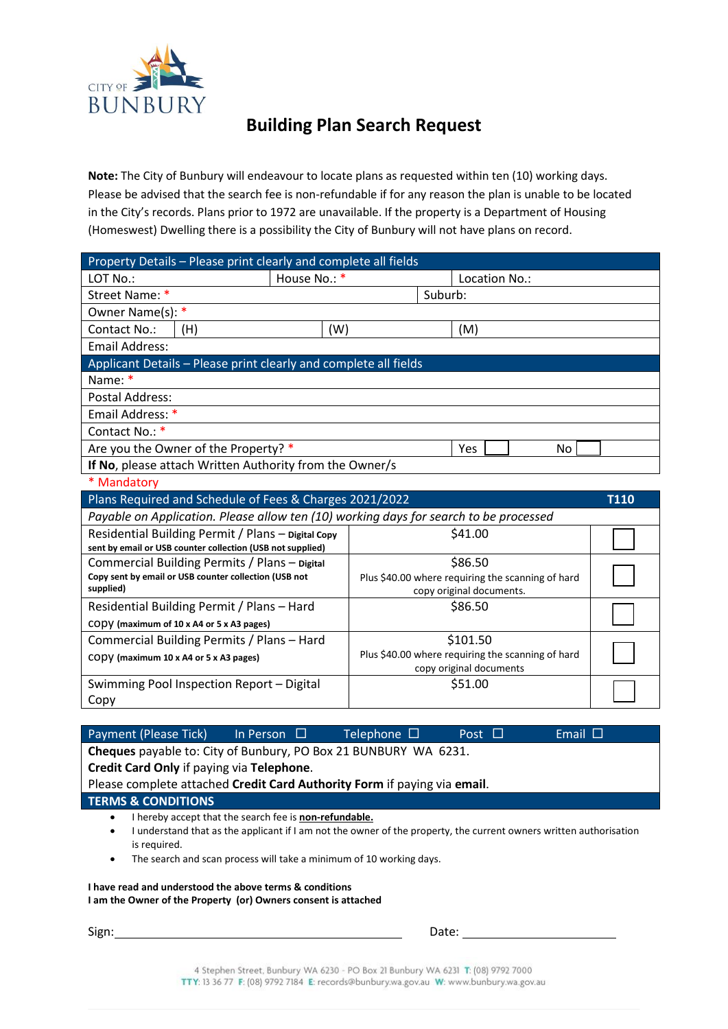CITY OF BUNBURY

# Building Plan Search Request

**Note:** The City of Bunbury will endeavour to locate plans as requested within ten (10) working days. Please be advised that the search fee is non-refundable if for any reason the plan is unable to be located in the City's records. Plans prior to 1972 are unavailable. If the property is a Department of Housing (Homeswest) Dwelling there is a possibility the City of Bunbury will not have plans on record.

| Property Details – Please print clearly and complete all fields | | | |
|---|---|---|---|
| LOT No.: | House No.: * | | Location No.: |
| Street Name: * | | Suburb: | |
| Owner Name(s): * | | | |
| Contact No.: | (H) | (W) | (M) |
| Email Address: | | | |

| Applicant Details – Please print clearly and complete all fields | | |
|---|---|---|
| Name: * | | |
| Postal Address: | | |
| Email Address: * | | |
| Contact No.: * | | |
| Are you the Owner of the Property? * | Yes ☐ | No ☐ |
| **If No**, please attach Written Authority from the Owner/s | | |

\* Mandatory

| Plans Required and Schedule of Fees & Charges 2021/2022 | | **T110** |
|---|---|---|
| *Payable on Application. Please allow ten (10) working days for search to be processed* | | |
| Residential Building Permit / Plans – **Digital Copy sent by email or USB counter collection (USB not supplied)** | $41.00 | ☐ |
| Commercial Building Permits / Plans – **Digital Copy sent by email or USB counter collection (USB not supplied)** | $86.50<br>Plus $40.00 where requiring the scanning of hard copy original documents. | ☐ |
| Residential Building Permit / Plans – Hard copy **(maximum of 10 x A4 or 5 x A3 pages)** | $86.50 | ☐ |
| Commercial Building Permits / Plans – Hard copy **(maximum 10 x A4 or 5 x A3 pages)** | $101.50<br>Plus $40.00 where requiring the scanning of hard copy original documents | ☐ |
| Swimming Pool Inspection Report – Digital Copy | $51.00 | ☐ |

| Payment (Please Tick) | In Person ☐ | Telephone ☐ | Post ☐ | Email ☐ |
|---|---|---|---|---|

**Cheques** payable to: City of Bunbury, PO Box 21 BUNBURY WA 6231.
**Credit Card Only** if paying via **Telephone**.
Please complete attached **Credit Card Authority Form** if paying via **email**.

## TERMS & CONDITIONS

- I hereby accept that the search fee is **non-refundable.**
- I understand that as the applicant if I am not the owner of the property, the current owners written authorisation is required.
- The search and scan process will take a minimum of 10 working days.

**I have read and understood the above terms & conditions**
**I am the Owner of the Property (or) Owners consent is attached**

Sign: ______________________________ Date: ____________________

4 Stephen Street, Bunbury WA 6230 - PO Box 21 Bunbury WA 6231 T: (08) 9792 7000
TTY: 13 36 77 F: (08) 9792 7184 E: records@bunbury.wa.gov.au W: www.bunbury.wa.gov.au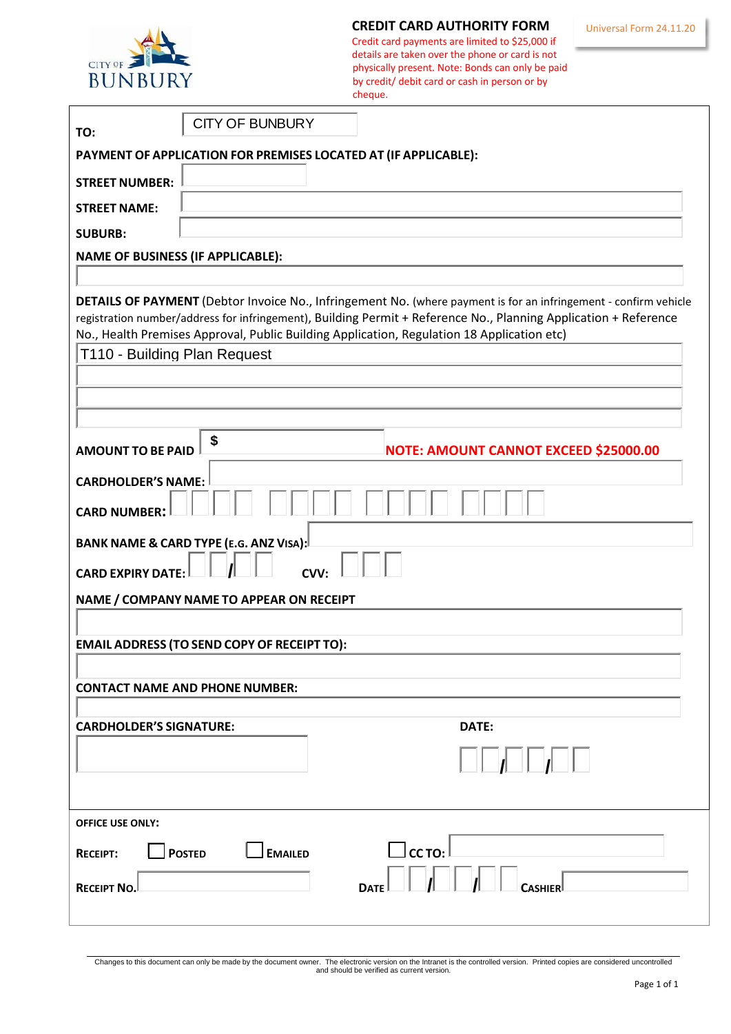CITY OF BUNBURY

# CREDIT CARD AUTHORITY FORM

Credit card payments are limited to $25,000 if details are taken over the phone or card is not physically present. Note: Bonds can only be paid by credit/ debit card or cash in person or by cheque.

Universal Form 24.11.20

**TO:** CITY OF BUNBURY

**PAYMENT OF APPLICATION FOR PREMISES LOCATED AT (IF APPLICABLE):**

**STREET NUMBER:**

**STREET NAME:**

**SUBURB:**

**NAME OF BUSINESS (IF APPLICABLE):**

**DETAILS OF PAYMENT** (Debtor Invoice No., Infringement No. (where payment is for an infringement - confirm vehicle registration number/address for infringement), Building Permit + Reference No., Planning Application + Reference No., Health Premises Approval, Public Building Application, Regulation 18 Application etc)

T110 - Building Plan Request

**AMOUNT TO BE PAID** $

**NOTE: AMOUNT CANNOT EXCEED $25000.00**

**CARDHOLDER'S NAME:**

**CARD NUMBER:**

**BANK NAME & CARD TYPE (E.G. ANZ VISA):**

**CARD EXPIRY DATE:** /  **CVV:**

**NAME / COMPANY NAME TO APPEAR ON RECEIPT**

**EMAIL ADDRESS (TO SEND COPY OF RECEIPT TO):**

**CONTACT NAME AND PHONE NUMBER:**

**CARDHOLDER'S SIGNATURE:**

**DATE:** / /

**OFFICE USE ONLY:**

**RECEIPT:** ☐ **POSTED** ☐ **EMAILED** ☐ **CC TO:**

**RECEIPT NO.**  **DATE** / /  **CASHIER**

Changes to this document can only be made by the document owner. The electronic version on the Intranet is the controlled version. Printed copies are considered uncontrolled and should be verified as current version.